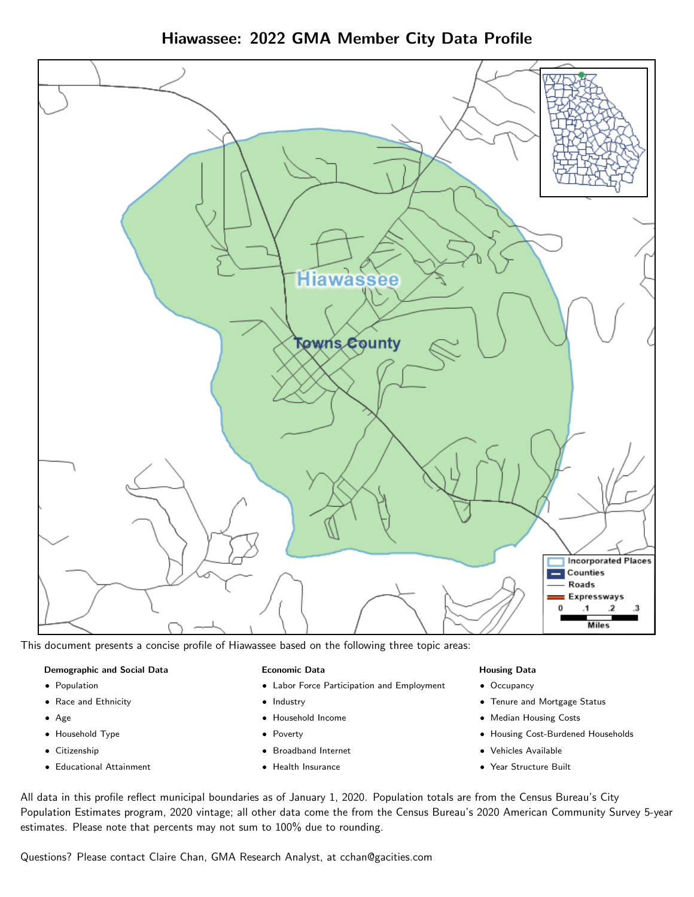# Hiawassee: 2022 GMA Member City Data Profile

This document presents a concise profile of Hiawassee based on the following three topic areas:

**Demographic and Social Data**

- Population
- Race and Ethnicity
- Age
- Household Type
- Citizenship
- Educational Attainment

**Economic Data**

- Labor Force Participation and Employment
- Industry
- Household Income
- Poverty
- Broadband Internet
- Health Insurance

**Housing Data**

- Occupancy
- Tenure and Mortgage Status
- Median Housing Costs
- Housing Cost-Burdened Households
- Vehicles Available
- Year Structure Built

All data in this profile reflect municipal boundaries as of January 1, 2020. Population totals are from the Census Bureau's City Population Estimates program, 2020 vintage; all other data come the from the Census Bureau's 2020 American Community Survey 5-year estimates. Please note that percents may not sum to 100% due to rounding.

Questions? Please contact Claire Chan, GMA Research Analyst, at cchan@gacities.com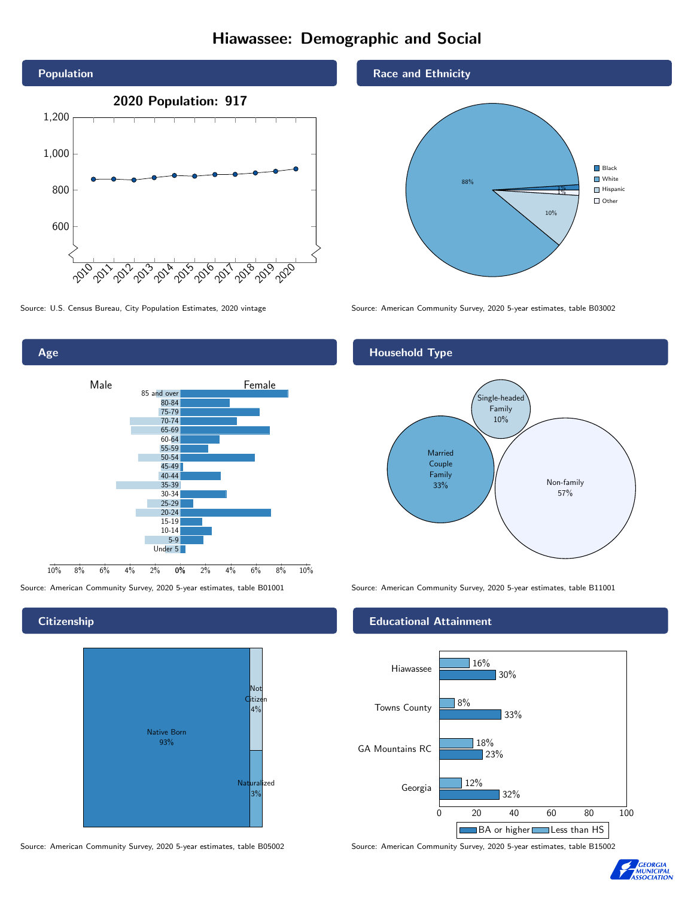# Hiawassee: Demographic and Social

## Population

**2020 Population: 917**

Source: U.S. Census Bureau, City Population Estimates, 2020 vintage

## Race and Ethnicity

| | |
|---|---|
| Black | 1% |
| White | 88% |
| Hispanic | 10% |
| Other | 1% |

Source: American Community Survey, 2020 5-year estimates, table B03002

## Age

Source: American Community Survey, 2020 5-year estimates, table B01001

## Household Type

| Household Type | Percent |
|---|---|
| Married Couple Family | 33% |
| Single-headed Family | 10% |
| Non-family | 57% |

Source: American Community Survey, 2020 5-year estimates, table B11001

## Citizenship

| Citizenship | Percent |
|---|---|
| Native Born | 93% |
| Not Citizen | 4% |
| Naturalized | 3% |

Source: American Community Survey, 2020 5-year estimates, table B05002

## Educational Attainment

| | Less than HS | BA or higher |
|---|---|---|
| Hiawassee | 16% | 30% |
| Towns County | 8% | 33% |
| GA Mountains RC | 18% | 23% |
| Georgia | 12% | 32% |

Source: American Community Survey, 2020 5-year estimates, table B15002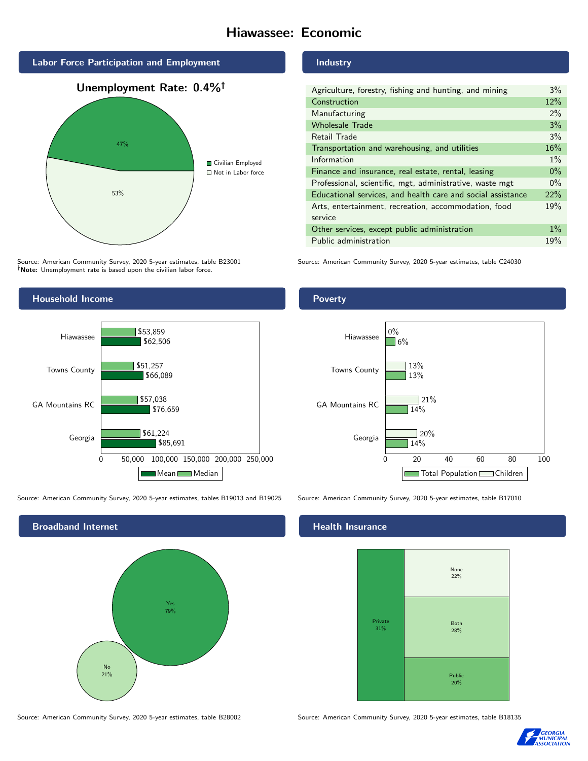# Hiawassee: Economic

## Labor Force Participation and Employment

**Unemployment Rate: 0.4%†**

| Category | Percent |
|---|---|
| Civilian Employed | 47% |
| Not in Labor force | 53% |

Source: American Community Survey, 2020 5-year estimates, table B23001
**†Note:** Unemployment rate is based upon the civilian labor force.

## Industry

| Industry | Percent |
|---|---|
| Agriculture, forestry, fishing and hunting, and mining | 3% |
| Construction | 12% |
| Manufacturing | 2% |
| Wholesale Trade | 3% |
| Retail Trade | 3% |
| Transportation and warehousing, and utilities | 16% |
| Information | 1% |
| Finance and insurance, real estate, rental, leasing | 0% |
| Professional, scientific, mgt, administrative, waste mgt | 0% |
| Educational services, and health care and social assistance | 22% |
| Arts, entertainment, recreation, accommodation, food service | 19% |
| Other services, except public administration | 1% |
| Public administration | 19% |

Source: American Community Survey, 2020 5-year estimates, table C24030

## Household Income

| | Median | Mean |
|---|---|---|
| Hiawassee | $53,859 | $62,506 |
| Towns County | $51,257 | $66,089 |
| GA Mountains RC | $57,038 | $76,659 |
| Georgia | $61,224 | $85,691 |

Source: American Community Survey, 2020 5-year estimates, tables B19013 and B19025

## Poverty

| | Children | Total Population |
|---|---|---|
| Hiawassee | 0% | 6% |
| Towns County | 13% | 13% |
| GA Mountains RC | 21% | 14% |
| Georgia | 20% | 14% |

Source: American Community Survey, 2020 5-year estimates, table B17010

## Broadband Internet

| | Percent |
|---|---|
| Yes | 79% |
| No | 21% |

Source: American Community Survey, 2020 5-year estimates, table B28002

## Health Insurance

| | Percent |
|---|---|
| Private | 31% |
| None | 22% |
| Both | 28% |
| Public | 20% |

Source: American Community Survey, 2020 5-year estimates, table B18135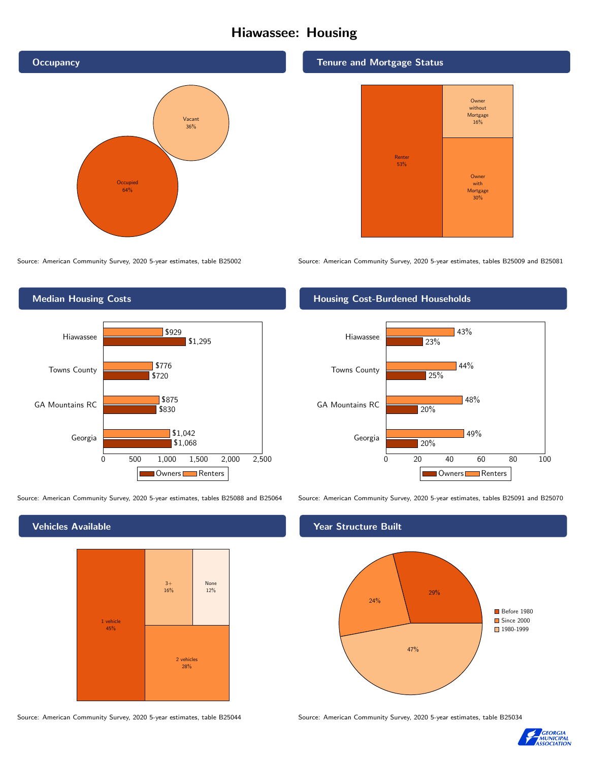# Hiawassee: Housing

## Occupancy

Vacant
36%

Occupied
64%

Source: American Community Survey, 2020 5-year estimates, table B25002

## Tenure and Mortgage Status

Renter
53%

Owner without Mortgage
16%

Owner with Mortgage
30%

Source: American Community Survey, 2020 5-year estimates, tables B25009 and B25081

## Median Housing Costs

Hiawassee
$929
$1,295

Towns County
$776
$720

GA Mountains RC
$875
$830

Georgia
$1,042
$1,068

0 500 1,000 1,500 2,000 2,500

Owners Renters

Source: American Community Survey, 2020 5-year estimates, tables B25088 and B25064

## Housing Cost-Burdened Households

Hiawassee
43%
23%

Towns County
44%
25%

GA Mountains RC
48%
20%

Georgia
49%
20%

0 20 40 60 80 100

Owners Renters

Source: American Community Survey, 2020 5-year estimates, tables B25091 and B25070

## Vehicles Available

1 vehicle
45%

3+
16%

None
12%

2 vehicles
28%

Source: American Community Survey, 2020 5-year estimates, table B25044

## Year Structure Built

29%

24%

47%

Before 1980
Since 2000
1980-1999

Source: American Community Survey, 2020 5-year estimates, table B25034